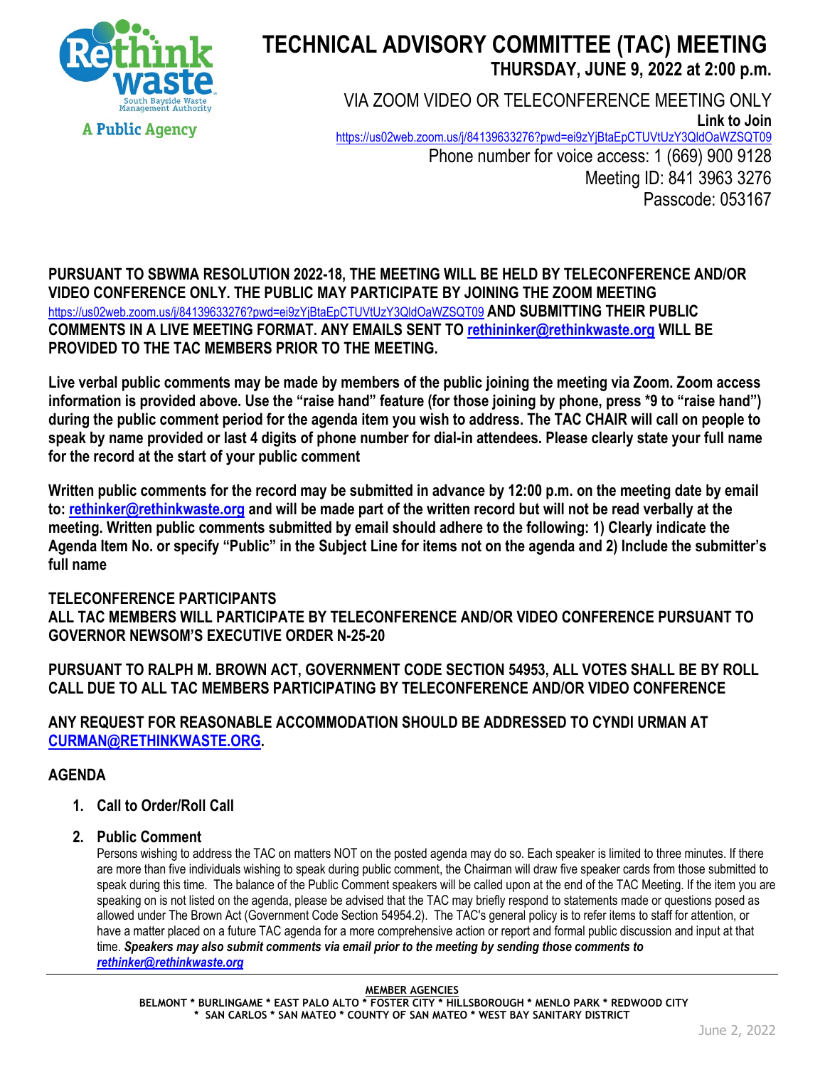Rethink waste
South Bayside Waste Management Authority
A Public Agency

# TECHNICAL ADVISORY COMMITTEE (TAC) MEETING

## THURSDAY, JUNE 9, 2022 at 2:00 p.m.

VIA ZOOM VIDEO OR TELECONFERENCE MEETING ONLY

**Link to Join**
https://us02web.zoom.us/j/84139633276?pwd=ei9zYjBtaEpCTUVtUzY3QldOaWZSQT09

Phone number for voice access: 1 (669) 900 9128
Meeting ID: 841 3963 3276
Passcode: 053167

**PURSUANT TO SBWMA RESOLUTION 2022-18, THE MEETING WILL BE HELD BY TELECONFERENCE AND/OR VIDEO CONFERENCE ONLY. THE PUBLIC MAY PARTICIPATE BY JOINING THE ZOOM MEETING** https://us02web.zoom.us/j/84139633276?pwd=ei9zYjBtaEpCTUVtUzY3QldOaWZSQT09 **AND SUBMITTING THEIR PUBLIC COMMENTS IN A LIVE MEETING FORMAT. ANY EMAILS SENT TO rethininker@rethinkwaste.org WILL BE PROVIDED TO THE TAC MEMBERS PRIOR TO THE MEETING.**

**Live verbal public comments may be made by members of the public joining the meeting via Zoom. Zoom access information is provided above. Use the "raise hand" feature (for those joining by phone, press *9 to "raise hand") during the public comment period for the agenda item you wish to address. The TAC CHAIR will call on people to speak by name provided or last 4 digits of phone number for dial-in attendees. Please clearly state your full name for the record at the start of your public comment**

**Written public comments for the record may be submitted in advance by 12:00 p.m. on the meeting date by email to: rethinker@rethinkwaste.org and will be made part of the written record but will not be read verbally at the meeting. Written public comments submitted by email should adhere to the following: 1) Clearly indicate the Agenda Item No. or specify "Public" in the Subject Line for items not on the agenda and 2) Include the submitter's full name**

**TELECONFERENCE PARTICIPANTS**
**ALL TAC MEMBERS WILL PARTICIPATE BY TELECONFERENCE AND/OR VIDEO CONFERENCE PURSUANT TO GOVERNOR NEWSOM'S EXECUTIVE ORDER N-25-20**

**PURSUANT TO RALPH M. BROWN ACT, GOVERNMENT CODE SECTION 54953, ALL VOTES SHALL BE BY ROLL CALL DUE TO ALL TAC MEMBERS PARTICIPATING BY TELECONFERENCE AND/OR VIDEO CONFERENCE**

**ANY REQUEST FOR REASONABLE ACCOMMODATION SHOULD BE ADDRESSED TO CYNDI URMAN AT CURMAN@RETHINKWASTE.ORG.**

## AGENDA

1. **Call to Order/Roll Call**

2. **Public Comment**
   Persons wishing to address the TAC on matters NOT on the posted agenda may do so. Each speaker is limited to three minutes. If there are more than five individuals wishing to speak during public comment, the Chairman will draw five speaker cards from those submitted to speak during this time. The balance of the Public Comment speakers will be called upon at the end of the TAC Meeting. If the item you are speaking on is not listed on the agenda, please be advised that the TAC may briefly respond to statements made or questions posed as allowed under The Brown Act (Government Code Section 54954.2). The TAC's general policy is to refer items to staff for attention, or have a matter placed on a future TAC agenda for a more comprehensive action or report and formal public discussion and input at that time. ***Speakers may also submit comments via email prior to the meeting by sending those comments to rethinker@rethinkwaste.org***

**MEMBER AGENCIES**
BELMONT * BURLINGAME * EAST PALO ALTO * FOSTER CITY * HILLSBOROUGH * MENLO PARK * REDWOOD CITY * SAN CARLOS * SAN MATEO * COUNTY OF SAN MATEO * WEST BAY SANITARY DISTRICT

June 2, 2022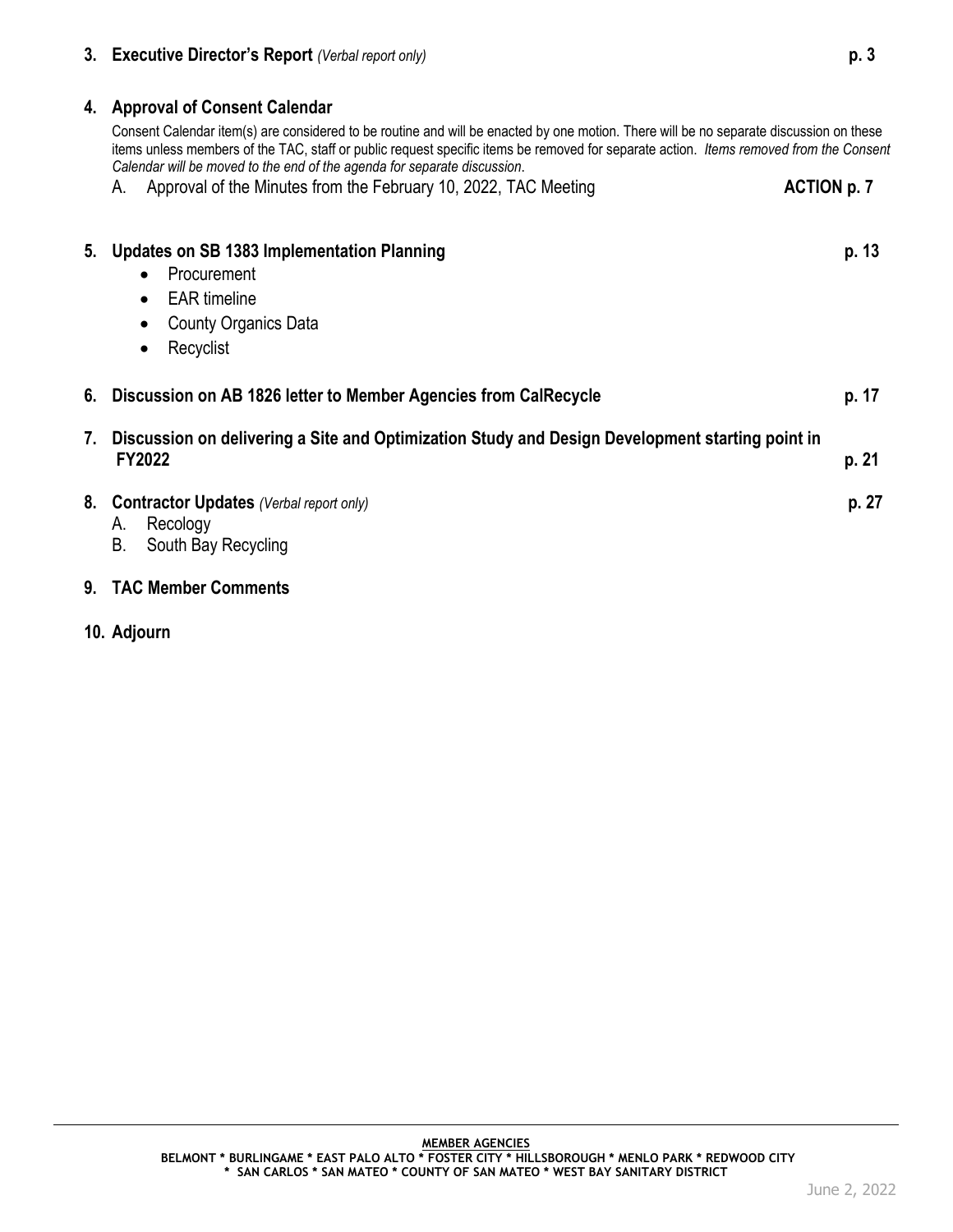**3. Executive Director's Report** *(Verbal report only)* **p. 3**

**4. Approval of Consent Calendar**

Consent Calendar item(s) are considered to be routine and will be enacted by one motion. There will be no separate discussion on these items unless members of the TAC, staff or public request specific items be removed for separate action. *Items removed from the Consent Calendar will be moved to the end of the agenda for separate discussion*.

A. Approval of the Minutes from the February 10, 2022, TAC Meeting **ACTION p. 7**

**5. Updates on SB 1383 Implementation Planning** **p. 13**

- Procurement
- EAR timeline
- County Organics Data
- Recyclist

**6. Discussion on AB 1826 letter to Member Agencies from CalRecycle** **p. 17**

**7. Discussion on delivering a Site and Optimization Study and Design Development starting point in FY2022** **p. 21**

**8. Contractor Updates** *(Verbal report only)* **p. 27**

A. Recology
B. South Bay Recycling

**9. TAC Member Comments**

**10. Adjourn**

**MEMBER AGENCIES**
**BELMONT * BURLINGAME * EAST PALO ALTO * FOSTER CITY * HILLSBOROUGH * MENLO PARK * REDWOOD CITY * SAN CARLOS * SAN MATEO * COUNTY OF SAN MATEO * WEST BAY SANITARY DISTRICT**

June 2, 2022